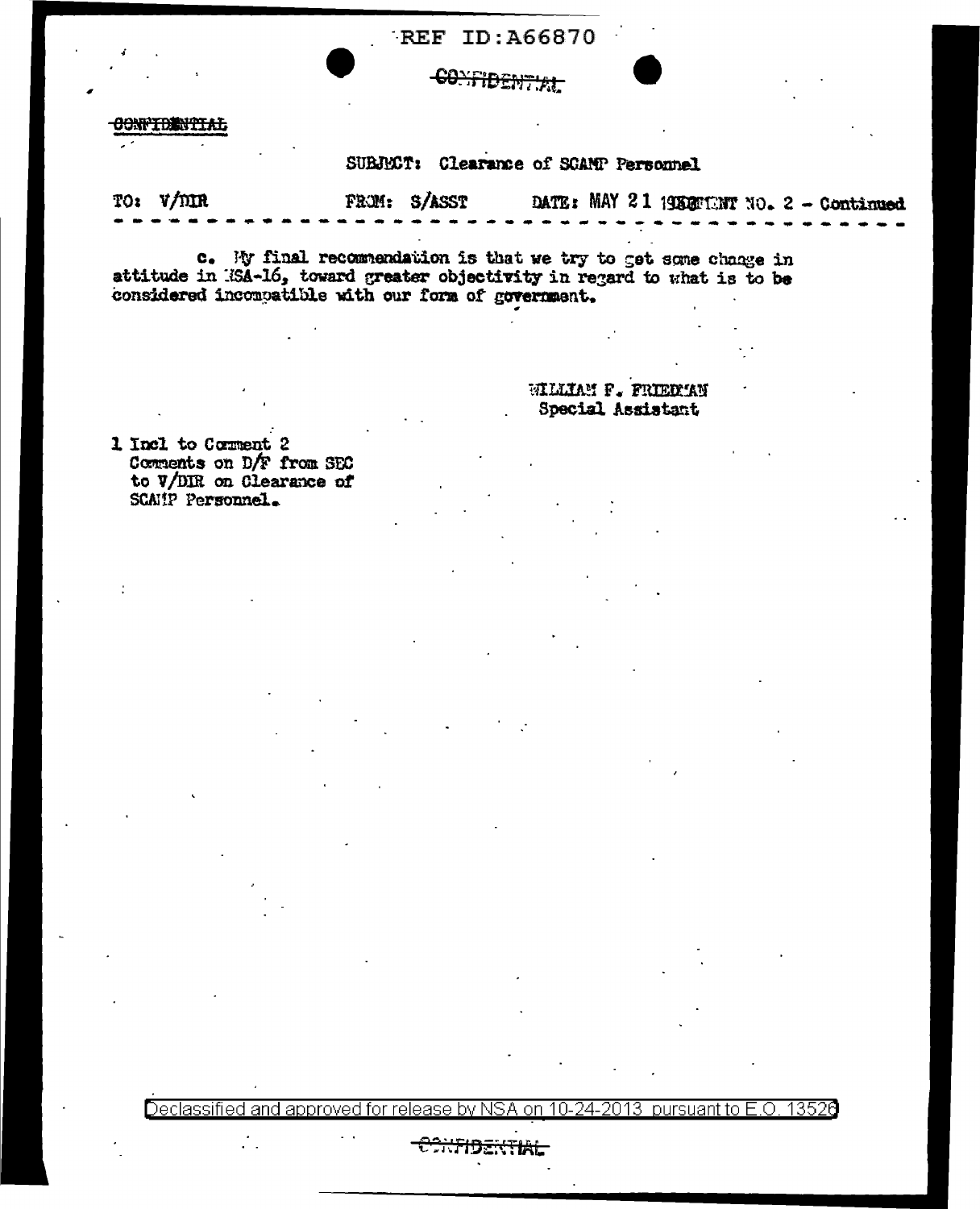REF ID:A66870

~~CONFIDENTIAL~~

~~CONFIDENTIAL~~

SUBJECT: Clearance of SCAMP Personnel

TO: V/DIR FROM: S/ASST DATE: MAY 21 1958 COMMENT NO. 2 - Continued

- - - - - - - - - - - - - - - - - - - - - - - - - - - - - - - - - - - - - - - - - - - -

c. My final recommendation is that we try to get some change in attitude in NSA-16, toward greater objectivity in regard to what is to be considered incompatible with our form of government.

WILLIAM F. FRIEDMAN
Special Assistant

1 Incl to Comment 2
Comments on D/F from SEC to V/DIR on Clearance of SCAMP Personnel.

Declassified and approved for release by NSA on 10-24-2013 pursuant to E.O. 13526

~~CONFIDENTIAL~~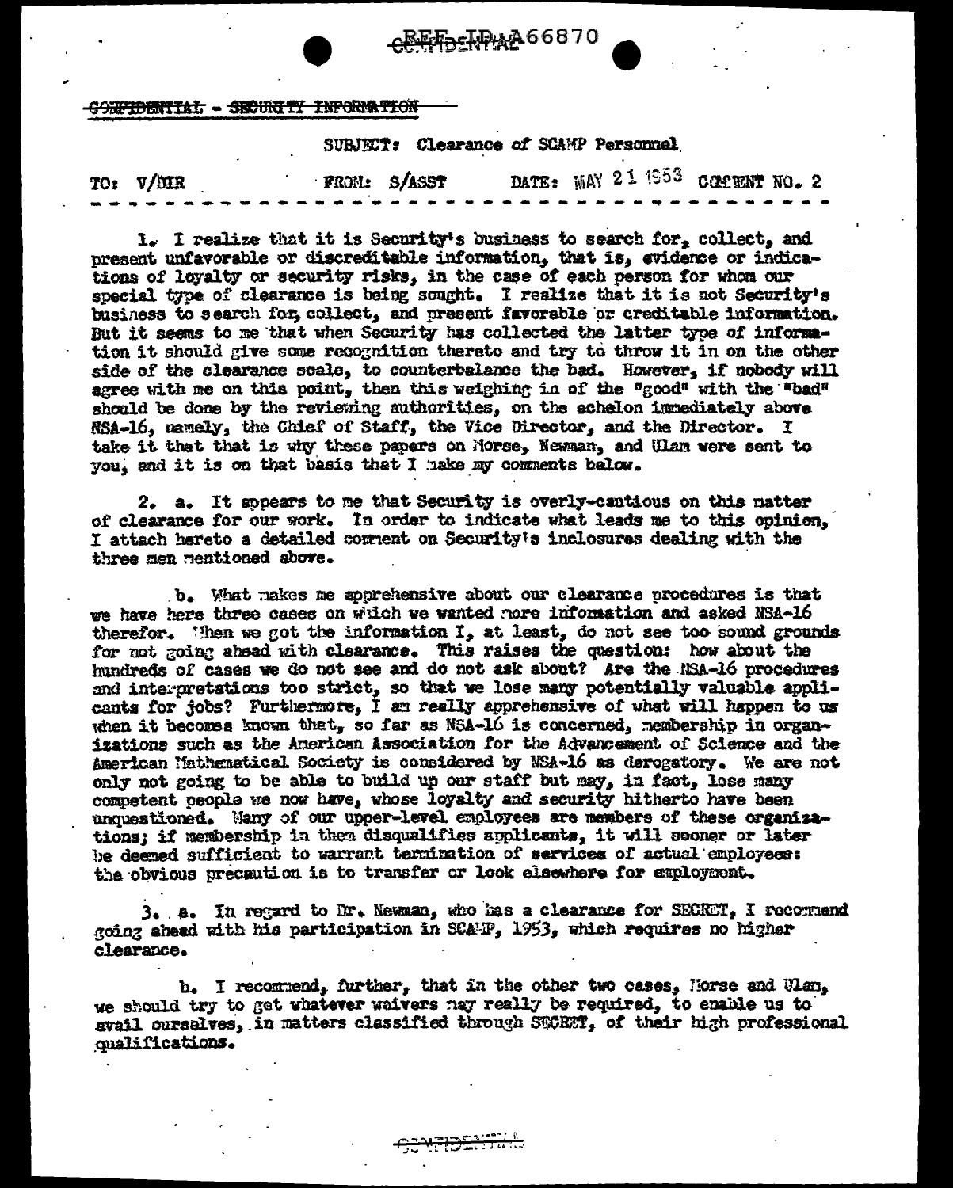~~CONFIDENTIAL - SECURITY INFORMATION~~

SUBJECT: Clearance of SCAMP Personnel

TO: V/DIR FROM: S/ASST DATE: MAY 21 1953 COMMENT NO. 2

1. I realize that it is Security's business to search for, collect, and present unfavorable or discreditable information, that is, evidence or indications of loyalty or security risks, in the case of each person for whom our special type of clearance is being sought. I realize that it is not Security's business to search for, collect, and present favorable or creditable information. But it seems to me that when Security has collected the latter type of information it should give some recognition thereto and try to throw it in on the other side of the clearance scale, to counterbalance the bad. However, if nobody will agree with me on this point, then this weighing in of the "good" with the "bad" should be done by the reviewing authorities, on the echelon immediately above NSA-16, namely, the Chief of Staff, the Vice Director, and the Director. I take it that that is why these papers on Morse, Newman, and Ulam were sent to you, and it is on that basis that I make my comments below.

2. a. It appears to me that Security is overly-cautious on this matter of clearance for our work. In order to indicate what leads me to this opinion, I attach hereto a detailed comment on Security's inclosures dealing with the three men mentioned above.

b. What makes me apprehensive about our clearance procedures is that we have here three cases on which we wanted more information and asked NSA-16 therefor. When we got the information I, at least, do not see too sound grounds for not going ahead with clearance. This raises the question: how about the hundreds of cases we do not see and do not ask about? Are the NSA-16 procedures and interpretations too strict, so that we lose many potentially valuable applicants for jobs? Furthermore, I am really apprehensive of what will happen to us when it becomes known that, so far as NSA-16 is concerned, membership in organizations such as the American Association for the Advancement of Science and the American Mathematical Society is considered by NSA-16 as derogatory. We are not only not going to be able to build up our staff but may, in fact, lose many competent people we now have, whose loyalty and security hitherto have been unquestioned. Many of our upper-level employees are members of these organizations; if membership in them disqualifies applicants, it will sooner or later be deemed sufficient to warrant termination of services of actual employees: the obvious precaution is to transfer or look elsewhere for employment.

3. a. In regard to Dr. Newman, who has a clearance for SECRET, I recommend going ahead with his participation in SCAMP, 1953, which requires no higher clearance.

b. I recommend, further, that in the other two cases, Morse and Ulam, we should try to get whatever waivers may really be required, to enable us to avail ourselves, in matters classified through SECRET, of their high professional qualifications.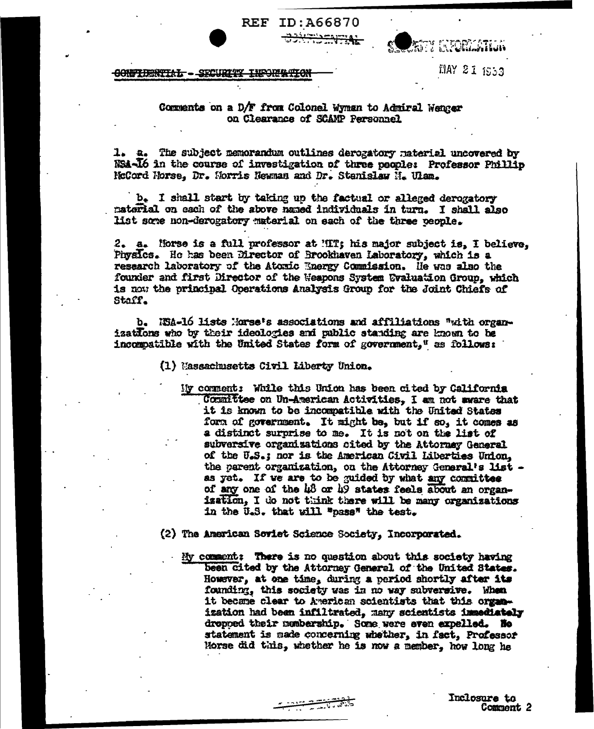REF ID:A66870

CONFIDENTIAL

SECURITY INFORMATION

CONFIDENTIAL - SECURITY INFORMATION

MAY 21 1953

Comments on a D/F from Colonel Wyman to Admiral Wenger on Clearance of SCAMP Personnel

1. a. The subject memorandum outlines derogatory material uncovered by NSA-16 in the course of investigation of three people: Professor Phillip McCord Morse, Dr. Morris Newman and Dr. Stanislaw M. Ulam.

b. I shall start by taking up the factual or alleged derogatory material on each of the above named individuals in turn. I shall also list some non-derogatory material on each of the three people.

2. a. Morse is a full professor at MIT; his major subject is, I believe, Physics. He has been Director of Brookhaven Laboratory, which is a research laboratory of the Atomic Energy Commission. He was also the founder and first Director of the Weapons System Evaluation Group, which is now the principal Operations Analysis Group for the Joint Chiefs of Staff.

b. NSA-16 lists Morse's associations and affiliations "with organizations who by their ideologies and public standing are known to be incompatible with the United States form of government," as follows:

(1) Massachusetts Civil Liberty Union.

<u>My comment</u>: While this Union has been cited by California Committee on Un-American Activities, I am not aware that it is known to be incompatible with the United States form of government. It might be, but if so, it comes as a distinct surprise to me. It is not on the list of subversive organizations cited by the Attorney General of the U.S.; nor is the American Civil Liberties Union, the parent organization, on the Attorney General's list - as yet. If we are to be guided by what <u>any</u> committee of <u>any</u> one of the 48 or 49 states feels <u>about</u> an organization, I do not think there will be many organizations in the U.S. that will "pass" the test.

(2) The American Soviet Science Society, Incorporated.

<u>My comment</u>: There is no question about this society having been cited by the Attorney General of the United States. However, at one time, during a period shortly after its founding, this society was in no way subversive. When it became clear to American scientists that this organization had been infiltrated, many scientists immediately dropped their membership. Some were even expelled. No statement is made concerning whether, in fact, Professor Morse did this, whether he is now a member, how long he

Inclosure to Comment 2

CONFIDENTIAL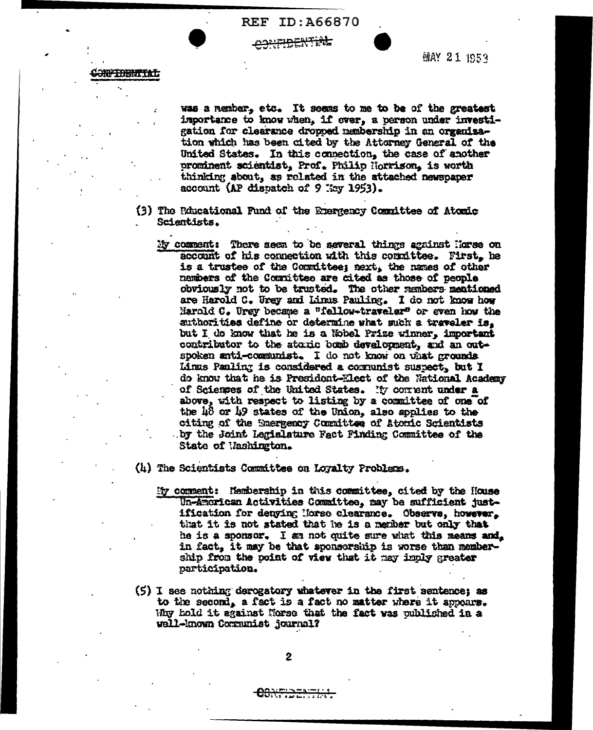REF ID:A66870

CONFIDENTIAL

MAY 21 1953

CONFIDENTIAL

was a member, etc. It seems to me to be of the greatest importance to know when, if ever, a person under investigation for clearance dropped membership in an organization which has been cited by the Attorney General of the United States. In this connection, the case of another prominent scientist, Prof. Philip Morrison, is worth thinking about, as related in the attached newspaper account (AP dispatch of 9 May 1953).

(3) The Educational Fund of the Emergency Committee of Atomic Scientists.

My comment: There seem to be several things against Morse on account of his connection with this committee. First, he is a trustee of the Committee; next, the names of other members of the Committee are cited as those of people obviously not to be trusted. The other members mentioned are Harold C. Urey and Linus Pauling. I do not know how Harold C. Urey became a "fellow-traveler" or even how the authorities define or determine what such a traveler is, but I do know that he is a Nobel Prize winner, important contributor to the atomic bomb development, and an outspoken anti-communist. I do not know on what grounds Linus Pauling is considered a communist suspect, but I do know that he is President-Elect of the National Academy of Sciences of the United States. My comment under a above, with respect to listing by a committee of one of the 48 or 49 states of the Union, also applies to the citing of the Emergency Committee of Atomic Scientists by the Joint Legislature Fact Finding Committee of the State of Washington.

(4) The Scientists Committee on Loyalty Problems.

My comment: Membership in this committee, cited by the House Un-American Activities Committee, may be sufficient justification for denying Morse clearance. Observe, however, that it is not stated that he is a member but only that he is a sponsor. I am not quite sure what this means and, in fact, it may be that sponsorship is worse than membership from the point of view that it may imply greater participation.

(5) I see nothing derogatory whatever in the first sentence; as to the second, a fact is a fact no matter where it appears. Why hold it against Morse that the fact was published in a well-known Communist journal?

CONFIDENTIAL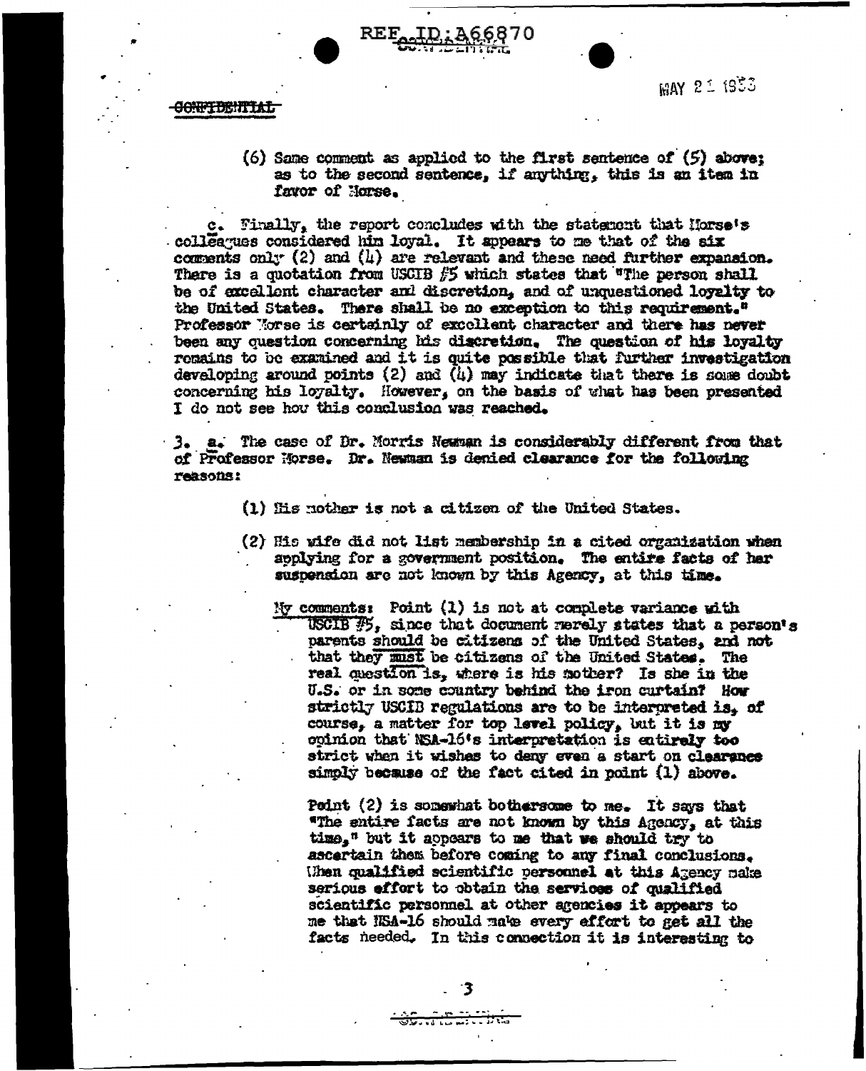REF ID:A66870

MAY 21 1953

~~CONFIDENTIAL~~

(6) Same comment as applied to the first sentence of (5) above; as to the second sentence, if anything, this is an item in favor of Morse.

c. Finally, the report concludes with the statement that Morse's colleagues considered him loyal. It appears to me that of the six comments only (2) and (4) are relevant and these need further expansion. There is a quotation from USCIB #5 which states that "The person shall be of excellent character and discretion, and of unquestioned loyalty to the United States. There shall be no exception to this requirement." Professor Morse is certainly of excellent character and there has never been any question concerning his discretion. The question of his loyalty remains to be examined and it is quite possible that further investigation developing around points (2) and (4) may indicate that there is some doubt concerning his loyalty. However, on the basis of what has been presented I do not see how this conclusion was reached.

3. a. The case of Dr. Morris Newman is considerably different from that of Professor Morse. Dr. Newman is denied clearance for the following reasons:

(1) His mother is not a citizen of the United States.

(2) His wife did not list membership in a cited organization when applying for a government position. The entire facts of her suspension are not known by this Agency, at this time.

My comments: Point (1) is not at complete variance with USCIB #5, since that document merely states that a person's parents should be citizens of the United States, and not that they must be citizens of the United States. The real question is, where is his mother? Is she in the U.S. or in some country behind the iron curtain? How strictly USCIB regulations are to be interpreted is, of course, a matter for top level policy, but it is my opinion that NSA-16's interpretation is entirely too strict when it wishes to deny even a start on clearance simply because of the fact cited in point (1) above.

Point (2) is somewhat bothersome to me. It says that "The entire facts are not known by this Agency, at this time," but it appears to me that we should try to ascertain them before coming to any final conclusions. When qualified scientific personnel at this Agency make serious effort to obtain the services of qualified scientific personnel at other agencies it appears to me that NSA-16 should make every effort to get all the facts needed. In this connection it is interesting to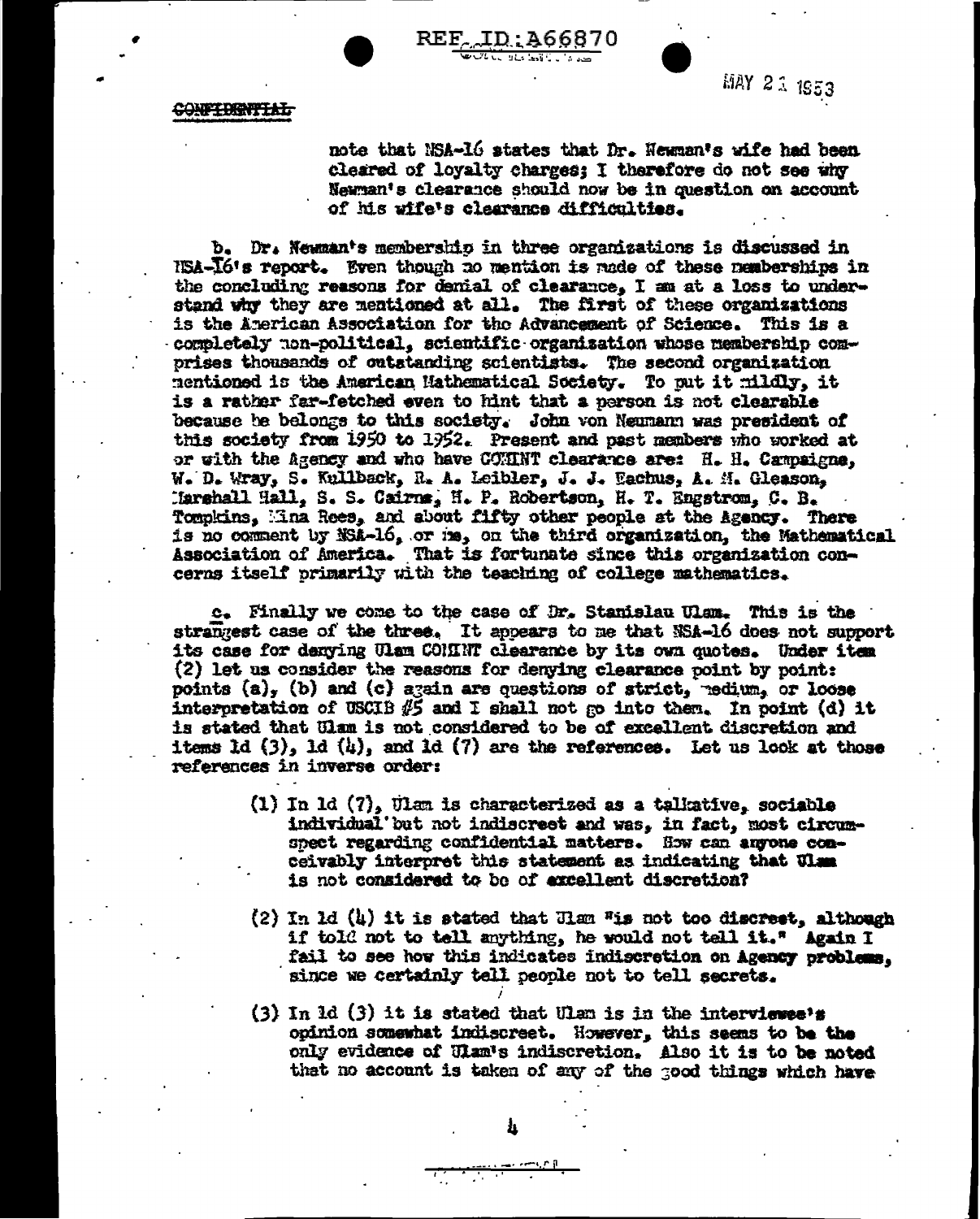CONFIDENTIAL

note that NSA-16 states that Dr. Newman's wife had been cleared of loyalty charges; I therefore do not see why Newman's clearance should now be in question on account of his wife's clearance difficulties.

b. Dr. Newman's membership in three organizations is discussed in NSA-16's report. Even though no mention is made of these memberships in the concluding reasons for denial of clearance, I am at a loss to understand why they are mentioned at all. The first of these organizations is the American Association for the Advancement of Science. This is a completely non-political, scientific organization whose membership comprises thousands of outstanding scientists. The second organization mentioned is the American Mathematical Society. To put it mildly, it is a rather far-fetched even to hint that a person is not clearable because he belongs to this society. John von Neumann was president of this society from 1950 to 1952. Present and past members who worked at or with the Agency and who have COMINT clearance are: H. H. Campaigne, W. D. Wray, S. Kullback, R. A. Leibler, J. J. Eachus, A. M. Gleason, Marshall Hall, S. S. Cairns, H. P. Robertson, H. T. Engstrom, C. B. Tompkins, Mina Rees, and about fifty other people at the Agency. There is no comment by NSA-16, or me, on the third organization, the Mathematical Association of America. That is fortunate since this organization concerns itself primarily with the teaching of college mathematics.

c. Finally we come to the case of Dr. Stanislau Ulam. This is the strangest case of the three. It appears to me that NSA-16 does not support its case for denying Ulam COMINT clearance by its own quotes. Under item (2) let us consider the reasons for denying clearance point by point: points (a), (b) and (c) again are questions of strict, medium, or loose interpretation of USCIB #5 and I shall not go into them. In point (d) it is stated that Ulam is not considered to be of excellent discretion and items 1d (3), 1d (4), and 1d (7) are the references. Let us look at those references in inverse order:

(1) In 1d (7), Ulam is characterized as a talkative, sociable individual but not indiscreet and was, in fact, most circumspect regarding confidential matters. How can anyone conceivably interpret this statement as indicating that Ulam is not considered to be of excellent discretion?

(2) In 1d (4) it is stated that Ulam "is not too discreet, although if told not to tell anything, he would not tell it." Again I fail to see how this indicates indiscretion on Agency problems, since we certainly tell people not to tell secrets.

(3) In 1d (3) it is stated that Ulam is in the interviewee's opinion somewhat indiscreet. However, this seems to be the only evidence of Ulam's indiscretion. Also it is to be noted that no account is taken of any of the good things which have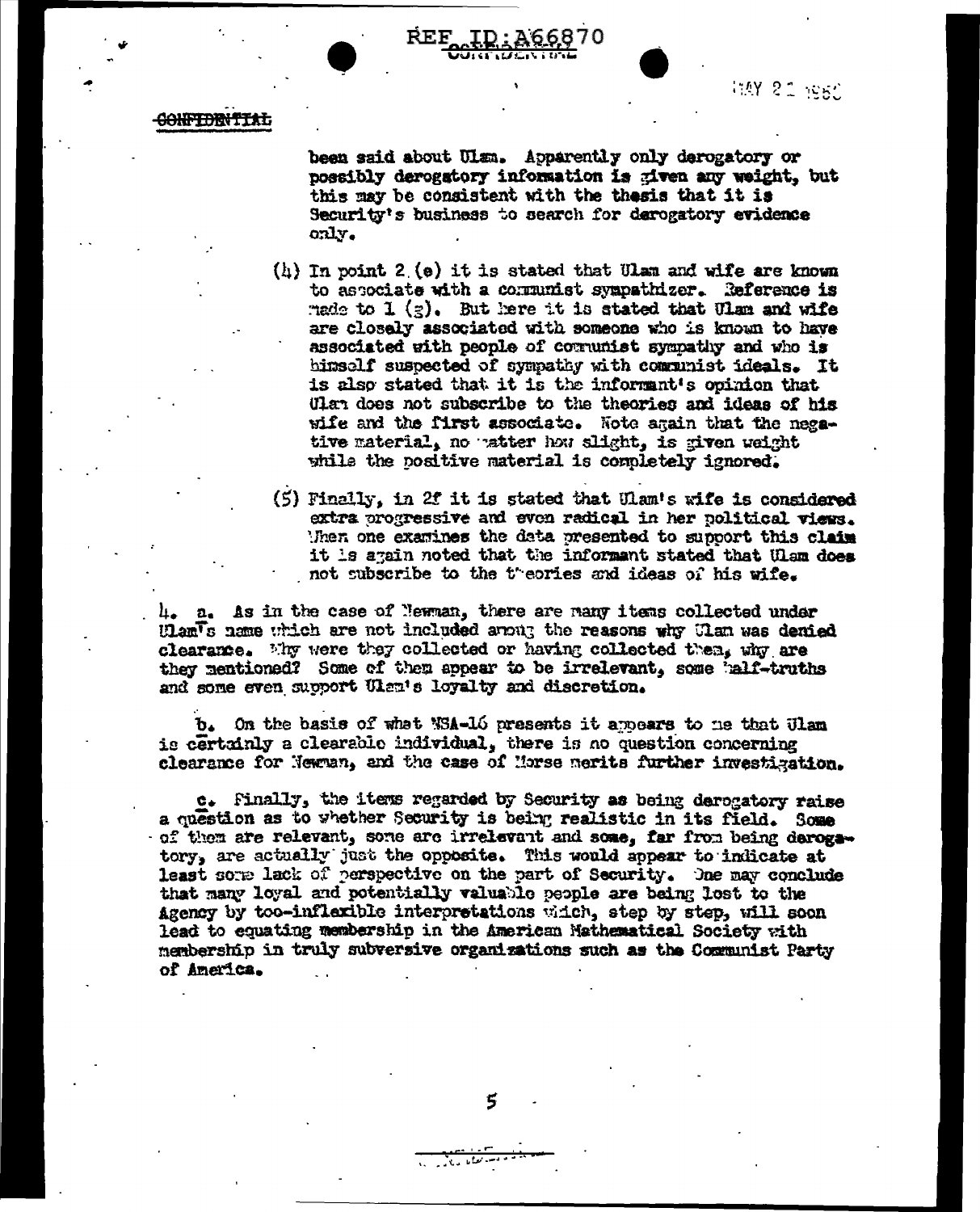CONFIDENTIAL

been said about Ulam. Apparently only derogatory or possibly derogatory information is given any weight, but this may be consistent with the thesis that it is Security's business to search for derogatory evidence only.

(4) In point 2 (e) it is stated that Ulam and wife are known to associate with a communist sympathizer. Reference is made to 1 (g). But here it is stated that Ulam and wife are closely associated with someone who is known to have associated with people of communist sympathy and who is himself suspected of sympathy with communist ideals. It is also stated that it is the informant's opinion that Ulam does not subscribe to the theories and ideas of his wife and the first associate. Note again that the negative material, no matter how slight, is given weight while the positive material is completely ignored.

(5) Finally, in 2f it is stated that Ulam's wife is considered extra progressive and even radical in her political views. When one examines the data presented to support this claim it is again noted that the informant stated that Ulam does not subscribe to the theories and ideas of his wife.

4\. a. As in the case of Newman, there are many items collected under Ulam's name which are not included among the reasons why Ulam was denied clearance. Why were they collected or having collected them, why are they mentioned? Some of them appear to be irrelevant, some half-truths and some even support Ulam's loyalty and discretion.

b. On the basis of what NSA-16 presents it appears to me that Ulam is certainly a clearable individual, there is no question concerning clearance for Newman, and the case of Morse merits further investigation.

c. Finally, the items regarded by Security as being derogatory raise a question as to whether Security is being realistic in its field. Some of them are relevant, some are irrelevant and some, far from being derogatory, are actually just the opposite. This would appear to indicate at least some lack of perspective on the part of Security. One may conclude that many loyal and potentially valuable people are being lost to the Agency by too-inflexible interpretations which, step by step, will soon lead to equating membership in the American Mathematical Society with membership in truly subversive organizations such as the Communist Party of America.